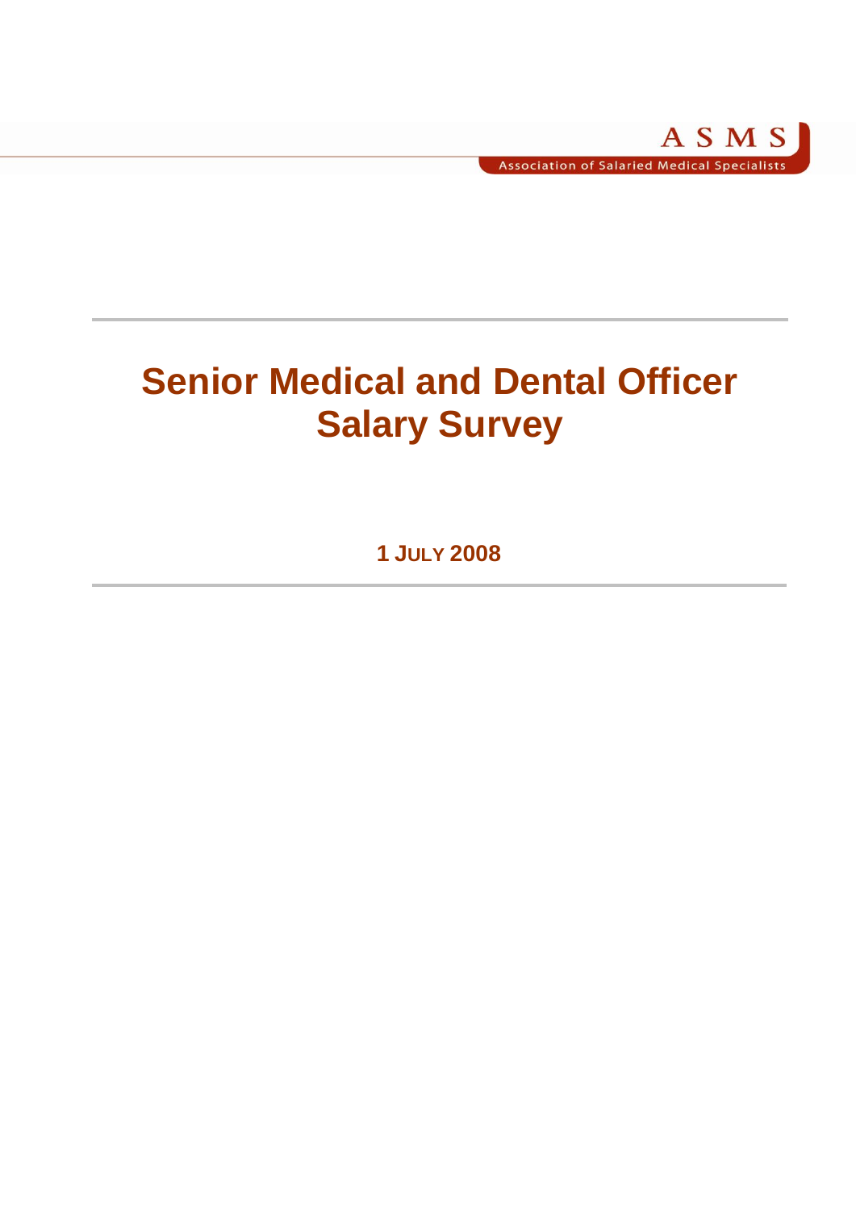ASMS

Association of Salaried Medical Specialists

# Senior Medical and Dental Officer Salary Survey

**1 JULY 2008**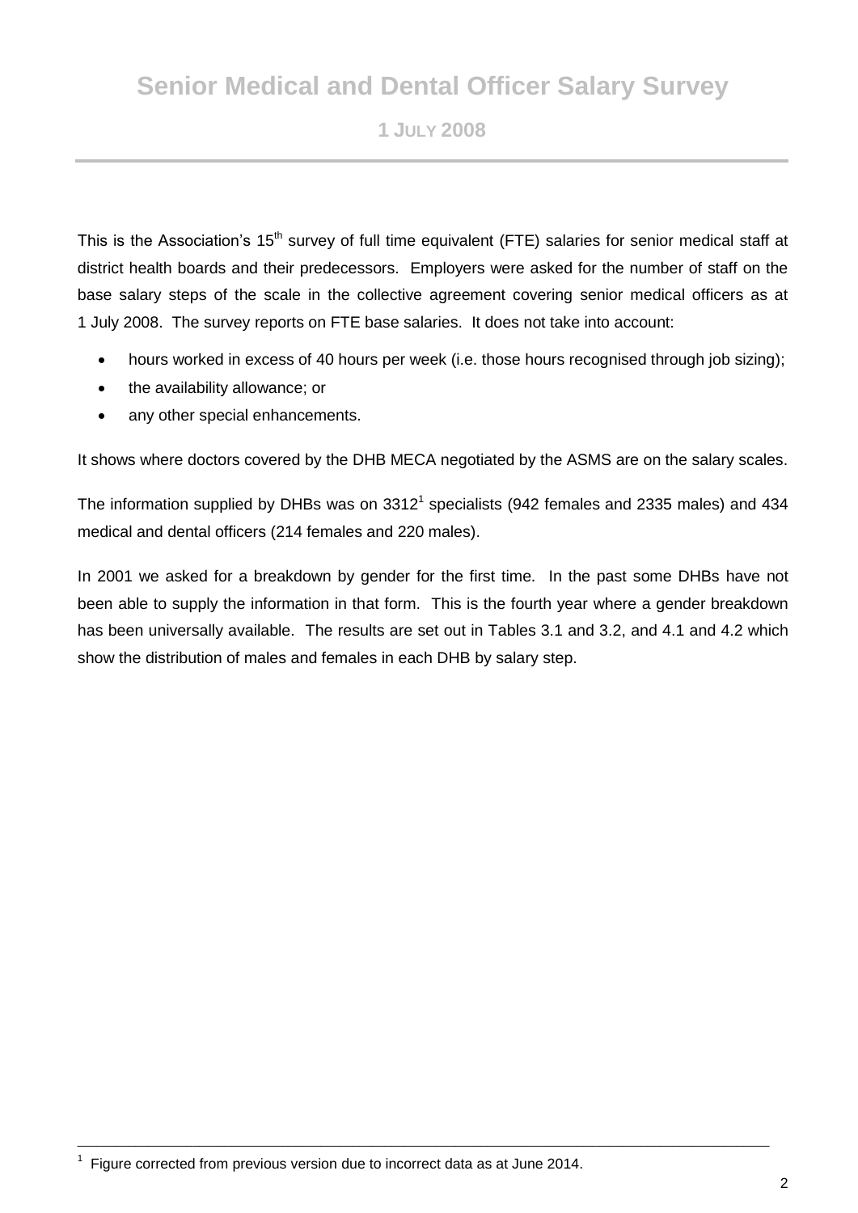# Senior Medical and Dental Officer Salary Survey

## 1 JULY 2008

This is the Association's 15th survey of full time equivalent (FTE) salaries for senior medical staff at district health boards and their predecessors. Employers were asked for the number of staff on the base salary steps of the scale in the collective agreement covering senior medical officers as at 1 July 2008. The survey reports on FTE base salaries. It does not take into account:

- hours worked in excess of 40 hours per week (i.e. those hours recognised through job sizing);
- the availability allowance; or
- any other special enhancements.

It shows where doctors covered by the DHB MECA negotiated by the ASMS are on the salary scales.

The information supplied by DHBs was on 3312[1] specialists (942 females and 2335 males) and 434 medical and dental officers (214 females and 220 males).

In 2001 we asked for a breakdown by gender for the first time. In the past some DHBs have not been able to supply the information in that form. This is the fourth year where a gender breakdown has been universally available. The results are set out in Tables 3.1 and 3.2, and 4.1 and 4.2 which show the distribution of males and females in each DHB by salary step.

---

[1] Figure corrected from previous version due to incorrect data as at June 2014.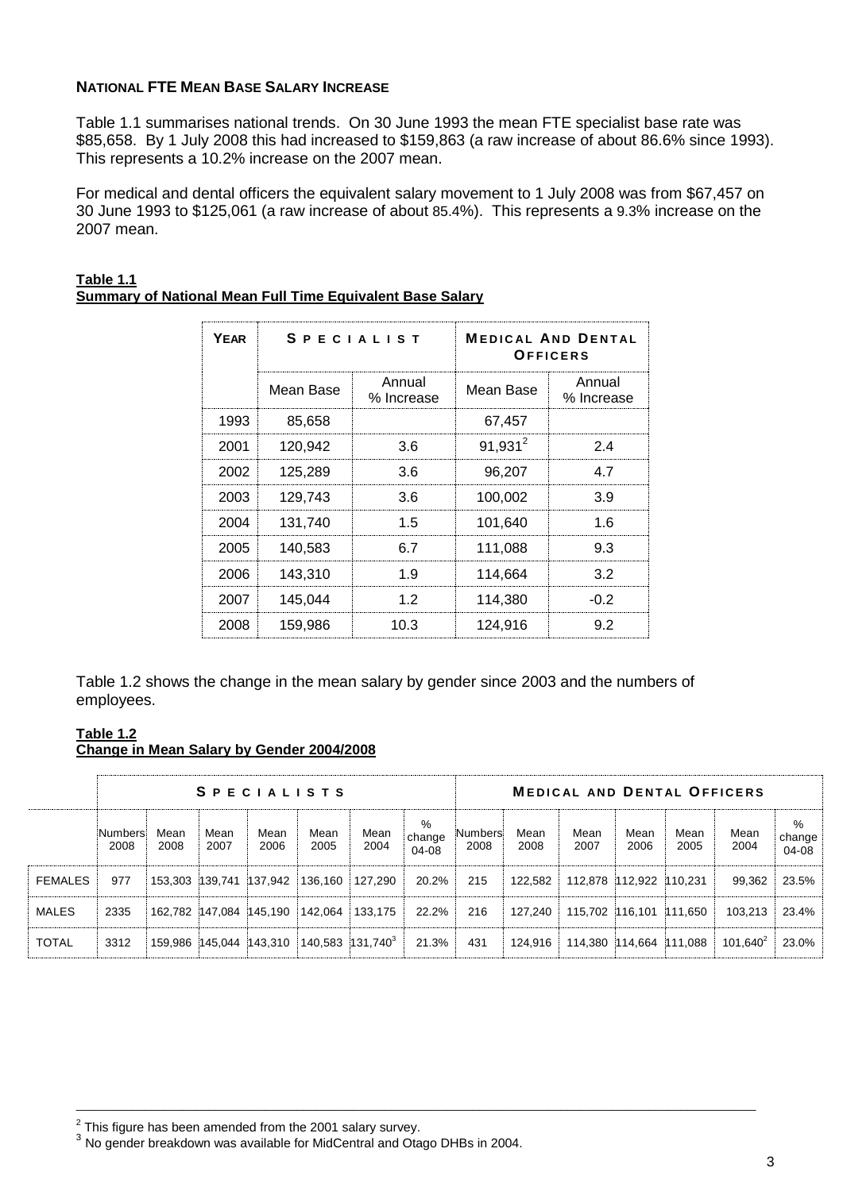**NATIONAL FTE MEAN BASE SALARY INCREASE**

Table 1.1 summarises national trends. On 30 June 1993 the mean FTE specialist base rate was $85,658. By 1 July 2008 this had increased to $159,863 (a raw increase of about 86.6% since 1993). This represents a 10.2% increase on the 2007 mean.

For medical and dental officers the equivalent salary movement to 1 July 2008 was from $67,457 on 30 June 1993 to $125,061 (a raw increase of about 85.4%). This represents a 9.3% increase on the 2007 mean.

**Table 1.1**
**Summary of National Mean Full Time Equivalent Base Salary**

| YEAR | SPECIALIST | | MEDICAL AND DENTAL OFFICERS | |
|---|---|---|---|---|
| | Mean Base | Annual % Increase | Mean Base | Annual % Increase |
| 1993 | 85,658 | | 67,457 | |
| 2001 | 120,942 | 3.6 | 91,931[2] | 2.4 |
| 2002 | 125,289 | 3.6 | 96,207 | 4.7 |
| 2003 | 129,743 | 3.6 | 100,002 | 3.9 |
| 2004 | 131,740 | 1.5 | 101,640 | 1.6 |
| 2005 | 140,583 | 6.7 | 111,088 | 9.3 |
| 2006 | 143,310 | 1.9 | 114,664 | 3.2 |
| 2007 | 145,044 | 1.2 | 114,380 | -0.2 |
| 2008 | 159,986 | 10.3 | 124,916 | 9.2 |

Table 1.2 shows the change in the mean salary by gender since 2003 and the numbers of employees.

**Table 1.2**
**Change in Mean Salary by Gender 2004/2008**

| | SPECIALISTS | | | | | | | MEDICAL AND DENTAL OFFICERS | | | | | | |
|---|---|---|---|---|---|---|---|---|---|---|---|---|---|---|
| | Numbers 2008 | Mean 2008 | Mean 2007 | Mean 2006 | Mean 2005 | Mean 2004 | % change 04-08 | Numbers 2008 | Mean 2008 | Mean 2007 | Mean 2006 | Mean 2005 | Mean 2004 | % change 04-08 |
| FEMALES | 977 | 153,303 | 139,741 | 137,942 | 136,160 | 127,290 | 20.2% | 215 | 122,582 | 112,878 | 112,922 | 110,231 | 99,362 | 23.5% |
| MALES | 2335 | 162,782 | 147,084 | 145,190 | 142,064 | 133,175 | 22.2% | 216 | 127,240 | 115,702 | 116,101 | 111,650 | 103,213 | 23.4% |
| TOTAL | 3312 | 159,986 | 145,044 | 143,310 | 140,583 | 131,740[3] | 21.3% | 431 | 124,916 | 114,380 | 114,664 | 111,088 | 101,640[2] | 23.0% |

[2] This figure has been amended from the 2001 salary survey.
[3] No gender breakdown was available for MidCentral and Otago DHBs in 2004.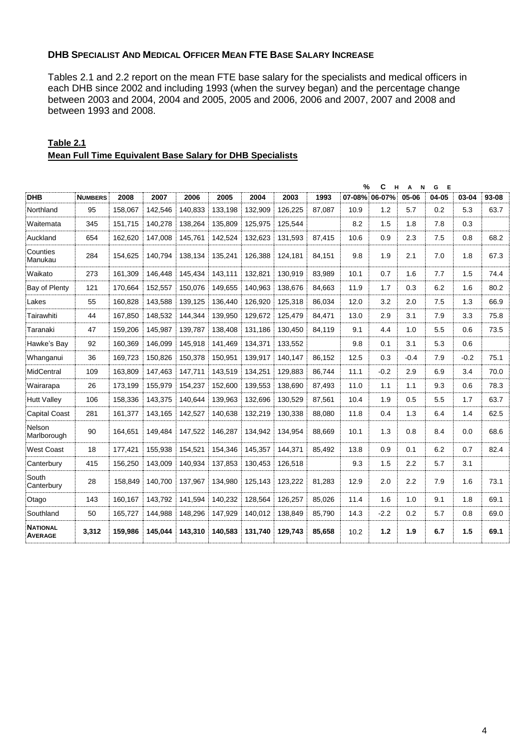**DHB SPECIALIST AND MEDICAL OFFICER MEAN FTE BASE SALARY INCREASE**

Tables 2.1 and 2.2 report on the mean FTE base salary for the specialists and medical officers in each DHB since 2002 and including 1993 (when the survey began) and the percentage change between 2003 and 2004, 2004 and 2005, 2005 and 2006, 2006 and 2007, 2007 and 2008 and between 1993 and 2008.

**Table 2.1**
**Mean Full Time Equivalent Base Salary for DHB Specialists**

| | | | | | | | | | % CHANGE | | | | | |
|---|---|---|---|---|---|---|---|---|---|---|---|---|---|---|
| **DHB** | **NUMBERS** | **2008** | **2007** | **2006** | **2005** | **2004** | **2003** | **1993** | **07-08%** | **06-07%** | **05-06** | **04-05** | **03-04** | **93-08** |
| Northland | 95 | 158,067 | 142,546 | 140,833 | 133,198 | 132,909 | 126,225 | 87,087 | 10.9 | 1.2 | 5.7 | 0.2 | 5.3 | 63.7 |
| Waitemata | 345 | 151,715 | 140,278 | 138,264 | 135,809 | 125,975 | 125,544 | | 8.2 | 1.5 | 1.8 | 7.8 | 0.3 | |
| Auckland | 654 | 162,620 | 147,008 | 145,761 | 142,524 | 132,623 | 131,593 | 87,415 | 10.6 | 0.9 | 2.3 | 7.5 | 0.8 | 68.2 |
| Counties Manukau | 284 | 154,625 | 140,794 | 138,134 | 135,241 | 126,388 | 124,181 | 84,151 | 9.8 | 1.9 | 2.1 | 7.0 | 1.8 | 67.3 |
| Waikato | 273 | 161,309 | 146,448 | 145,434 | 143,111 | 132,821 | 130,919 | 83,989 | 10.1 | 0.7 | 1.6 | 7.7 | 1.5 | 74.4 |
| Bay of Plenty | 121 | 170,664 | 152,557 | 150,076 | 149,655 | 140,963 | 138,676 | 84,663 | 11.9 | 1.7 | 0.3 | 6.2 | 1.6 | 80.2 |
| Lakes | 55 | 160,828 | 143,588 | 139,125 | 136,440 | 126,920 | 125,318 | 86,034 | 12.0 | 3.2 | 2.0 | 7.5 | 1.3 | 66.9 |
| Tairawhiti | 44 | 167,850 | 148,532 | 144,344 | 139,950 | 129,672 | 125,479 | 84,471 | 13.0 | 2.9 | 3.1 | 7.9 | 3.3 | 75.8 |
| Taranaki | 47 | 159,206 | 145,987 | 139,787 | 138,408 | 131,186 | 130,450 | 84,119 | 9.1 | 4.4 | 1.0 | 5.5 | 0.6 | 73.5 |
| Hawke's Bay | 92 | 160,369 | 146,099 | 145,918 | 141,469 | 134,371 | 133,552 | | 9.8 | 0.1 | 3.1 | 5.3 | 0.6 | |
| Whanganui | 36 | 169,723 | 150,826 | 150,378 | 150,951 | 139,917 | 140,147 | 86,152 | 12.5 | 0.3 | -0.4 | 7.9 | -0.2 | 75.1 |
| MidCentral | 109 | 163,809 | 147,463 | 147,711 | 143,519 | 134,251 | 129,883 | 86,744 | 11.1 | -0.2 | 2.9 | 6.9 | 3.4 | 70.0 |
| Wairarapa | 26 | 173,199 | 155,979 | 154,237 | 152,600 | 139,553 | 138,690 | 87,493 | 11.0 | 1.1 | 1.1 | 9.3 | 0.6 | 78.3 |
| Hutt Valley | 106 | 158,336 | 143,375 | 140,644 | 139,963 | 132,696 | 130,529 | 87,561 | 10.4 | 1.9 | 0.5 | 5.5 | 1.7 | 63.7 |
| Capital Coast | 281 | 161,377 | 143,165 | 142,527 | 140,638 | 132,219 | 130,338 | 88,080 | 11.8 | 0.4 | 1.3 | 6.4 | 1.4 | 62.5 |
| Nelson Marlborough | 90 | 164,651 | 149,484 | 147,522 | 146,287 | 134,942 | 134,954 | 88,669 | 10.1 | 1.3 | 0.8 | 8.4 | 0.0 | 68.6 |
| West Coast | 18 | 177,421 | 155,938 | 154,521 | 154,346 | 145,357 | 144,371 | 85,492 | 13.8 | 0.9 | 0.1 | 6.2 | 0.7 | 82.4 |
| Canterbury | 415 | 156,250 | 143,009 | 140,934 | 137,853 | 130,453 | 126,518 | | 9.3 | 1.5 | 2.2 | 5.7 | 3.1 | |
| South Canterbury | 28 | 158,849 | 140,700 | 137,967 | 134,980 | 125,143 | 123,222 | 81,283 | 12.9 | 2.0 | 2.2 | 7.9 | 1.6 | 73.1 |
| Otago | 143 | 160,167 | 143,792 | 141,594 | 140,232 | 128,564 | 126,257 | 85,026 | 11.4 | 1.6 | 1.0 | 9.1 | 1.8 | 69.1 |
| Southland | 50 | 165,727 | 144,988 | 148,296 | 147,929 | 140,012 | 138,849 | 85,790 | 14.3 | -2.2 | 0.2 | 5.7 | 0.8 | 69.0 |
| **NATIONAL AVERAGE** | **3,312** | **159,986** | **145,044** | **143,310** | **140,583** | **131,740** | **129,743** | **85,658** | 10.2 | **1.2** | **1.9** | **6.7** | **1.5** | **69.1** |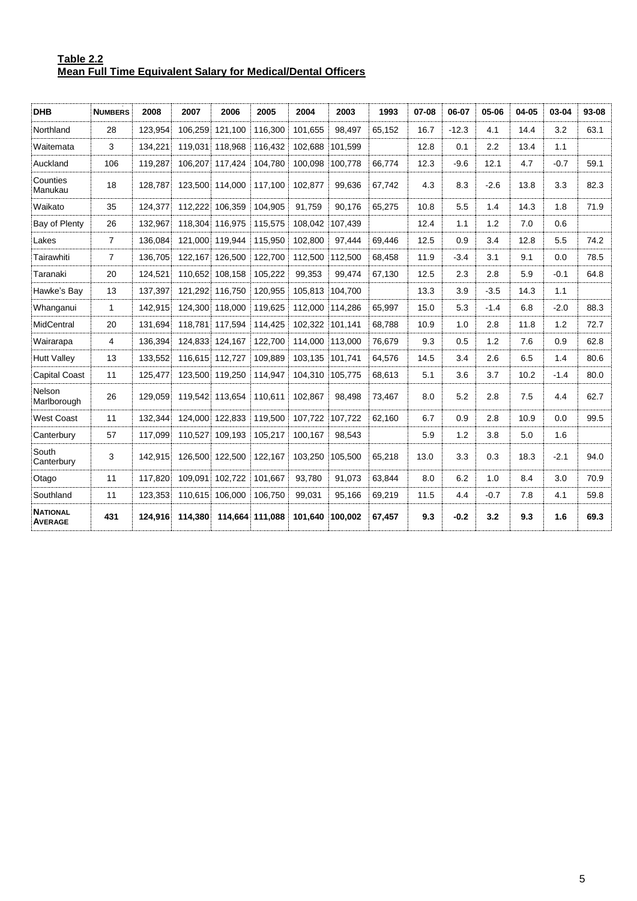**Table 2.2**
**Mean Full Time Equivalent Salary for Medical/Dental Officers**

| DHB | NUMBERS | 2008 | 2007 | 2006 | 2005 | 2004 | 2003 | 1993 | 07-08 | 06-07 | 05-06 | 04-05 | 03-04 | 93-08 |
|---|---|---|---|---|---|---|---|---|---|---|---|---|---|---|
| Northland | 28 | 123,954 | 106,259 | 121,100 | 116,300 | 101,655 | 98,497 | 65,152 | 16.7 | -12.3 | 4.1 | 14.4 | 3.2 | 63.1 |
| Waitemata | 3 | 134,221 | 119,031 | 118,968 | 116,432 | 102,688 | 101,599 | | 12.8 | 0.1 | 2.2 | 13.4 | 1.1 | |
| Auckland | 106 | 119,287 | 106,207 | 117,424 | 104,780 | 100,098 | 100,778 | 66,774 | 12.3 | -9.6 | 12.1 | 4.7 | -0.7 | 59.1 |
| Counties Manukau | 18 | 128,787 | 123,500 | 114,000 | 117,100 | 102,877 | 99,636 | 67,742 | 4.3 | 8.3 | -2.6 | 13.8 | 3.3 | 82.3 |
| Waikato | 35 | 124,377 | 112,222 | 106,359 | 104,905 | 91,759 | 90,176 | 65,275 | 10.8 | 5.5 | 1.4 | 14.3 | 1.8 | 71.9 |
| Bay of Plenty | 26 | 132,967 | 118,304 | 116,975 | 115,575 | 108,042 | 107,439 | | 12.4 | 1.1 | 1.2 | 7.0 | 0.6 | |
| Lakes | 7 | 136,084 | 121,000 | 119,944 | 115,950 | 102,800 | 97,444 | 69,446 | 12.5 | 0.9 | 3.4 | 12.8 | 5.5 | 74.2 |
| Tairawhiti | 7 | 136,705 | 122,167 | 126,500 | 122,700 | 112,500 | 112,500 | 68,458 | 11.9 | -3.4 | 3.1 | 9.1 | 0.0 | 78.5 |
| Taranaki | 20 | 124,521 | 110,652 | 108,158 | 105,222 | 99,353 | 99,474 | 67,130 | 12.5 | 2.3 | 2.8 | 5.9 | -0.1 | 64.8 |
| Hawke's Bay | 13 | 137,397 | 121,292 | 116,750 | 120,955 | 105,813 | 104,700 | | 13.3 | 3.9 | -3.5 | 14.3 | 1.1 | |
| Whanganui | 1 | 142,915 | 124,300 | 118,000 | 119,625 | 112,000 | 114,286 | 65,997 | 15.0 | 5.3 | -1.4 | 6.8 | -2.0 | 88.3 |
| MidCentral | 20 | 131,694 | 118,781 | 117,594 | 114,425 | 102,322 | 101,141 | 68,788 | 10.9 | 1.0 | 2.8 | 11.8 | 1.2 | 72.7 |
| Wairarapa | 4 | 136,394 | 124,833 | 124,167 | 122,700 | 114,000 | 113,000 | 76,679 | 9.3 | 0.5 | 1.2 | 7.6 | 0.9 | 62.8 |
| Hutt Valley | 13 | 133,552 | 116,615 | 112,727 | 109,889 | 103,135 | 101,741 | 64,576 | 14.5 | 3.4 | 2.6 | 6.5 | 1.4 | 80.6 |
| Capital Coast | 11 | 125,477 | 123,500 | 119,250 | 114,947 | 104,310 | 105,775 | 68,613 | 5.1 | 3.6 | 3.7 | 10.2 | -1.4 | 80.0 |
| Nelson Marlborough | 26 | 129,059 | 119,542 | 113,654 | 110,611 | 102,867 | 98,498 | 73,467 | 8.0 | 5.2 | 2.8 | 7.5 | 4.4 | 62.7 |
| West Coast | 11 | 132,344 | 124,000 | 122,833 | 119,500 | 107,722 | 107,722 | 62,160 | 6.7 | 0.9 | 2.8 | 10.9 | 0.0 | 99.5 |
| Canterbury | 57 | 117,099 | 110,527 | 109,193 | 105,217 | 100,167 | 98,543 | | 5.9 | 1.2 | 3.8 | 5.0 | 1.6 | |
| South Canterbury | 3 | 142,915 | 126,500 | 122,500 | 122,167 | 103,250 | 105,500 | 65,218 | 13.0 | 3.3 | 0.3 | 18.3 | -2.1 | 94.0 |
| Otago | 11 | 117,820 | 109,091 | 102,722 | 101,667 | 93,780 | 91,073 | 63,844 | 8.0 | 6.2 | 1.0 | 8.4 | 3.0 | 70.9 |
| Southland | 11 | 123,353 | 110,615 | 106,000 | 106,750 | 99,031 | 95,166 | 69,219 | 11.5 | 4.4 | -0.7 | 7.8 | 4.1 | 59.8 |
| **NATIONAL AVERAGE** | **431** | **124,916** | **114,380** | **114,664** | **111,088** | **101,640** | **100,002** | **67,457** | **9.3** | **-0.2** | **3.2** | **9.3** | **1.6** | **69.3** |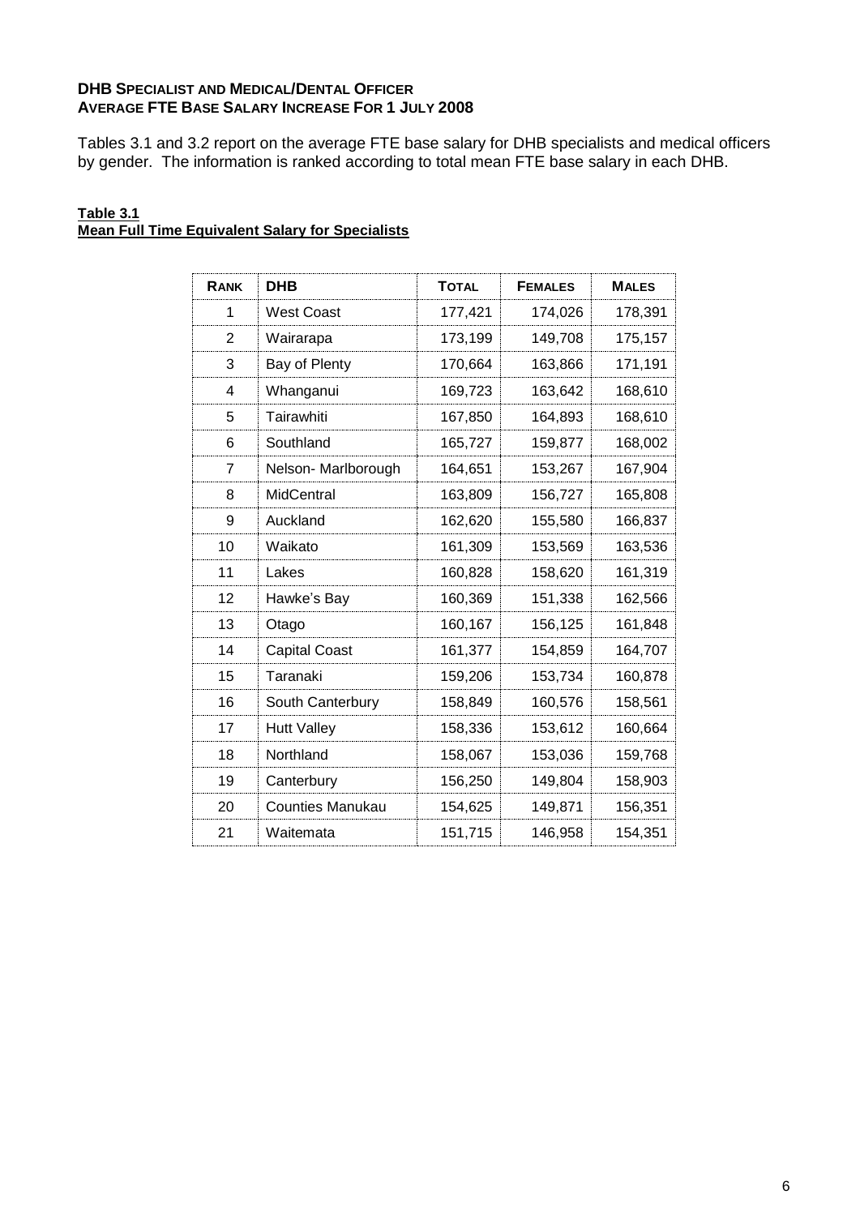**DHB SPECIALIST AND MEDICAL/DENTAL OFFICER**
**AVERAGE FTE BASE SALARY INCREASE FOR 1 JULY 2008**

Tables 3.1 and 3.2 report on the average FTE base salary for DHB specialists and medical officers by gender. The information is ranked according to total mean FTE base salary in each DHB.

**Table 3.1**
**Mean Full Time Equivalent Salary for Specialists**

| RANK | DHB | TOTAL | FEMALES | MALES |
|---|---|---|---|---|
| 1 | West Coast | 177,421 | 174,026 | 178,391 |
| 2 | Wairarapa | 173,199 | 149,708 | 175,157 |
| 3 | Bay of Plenty | 170,664 | 163,866 | 171,191 |
| 4 | Whanganui | 169,723 | 163,642 | 168,610 |
| 5 | Tairawhiti | 167,850 | 164,893 | 168,610 |
| 6 | Southland | 165,727 | 159,877 | 168,002 |
| 7 | Nelson- Marlborough | 164,651 | 153,267 | 167,904 |
| 8 | MidCentral | 163,809 | 156,727 | 165,808 |
| 9 | Auckland | 162,620 | 155,580 | 166,837 |
| 10 | Waikato | 161,309 | 153,569 | 163,536 |
| 11 | Lakes | 160,828 | 158,620 | 161,319 |
| 12 | Hawke's Bay | 160,369 | 151,338 | 162,566 |
| 13 | Otago | 160,167 | 156,125 | 161,848 |
| 14 | Capital Coast | 161,377 | 154,859 | 164,707 |
| 15 | Taranaki | 159,206 | 153,734 | 160,878 |
| 16 | South Canterbury | 158,849 | 160,576 | 158,561 |
| 17 | Hutt Valley | 158,336 | 153,612 | 160,664 |
| 18 | Northland | 158,067 | 153,036 | 159,768 |
| 19 | Canterbury | 156,250 | 149,804 | 158,903 |
| 20 | Counties Manukau | 154,625 | 149,871 | 156,351 |
| 21 | Waitemata | 151,715 | 146,958 | 154,351 |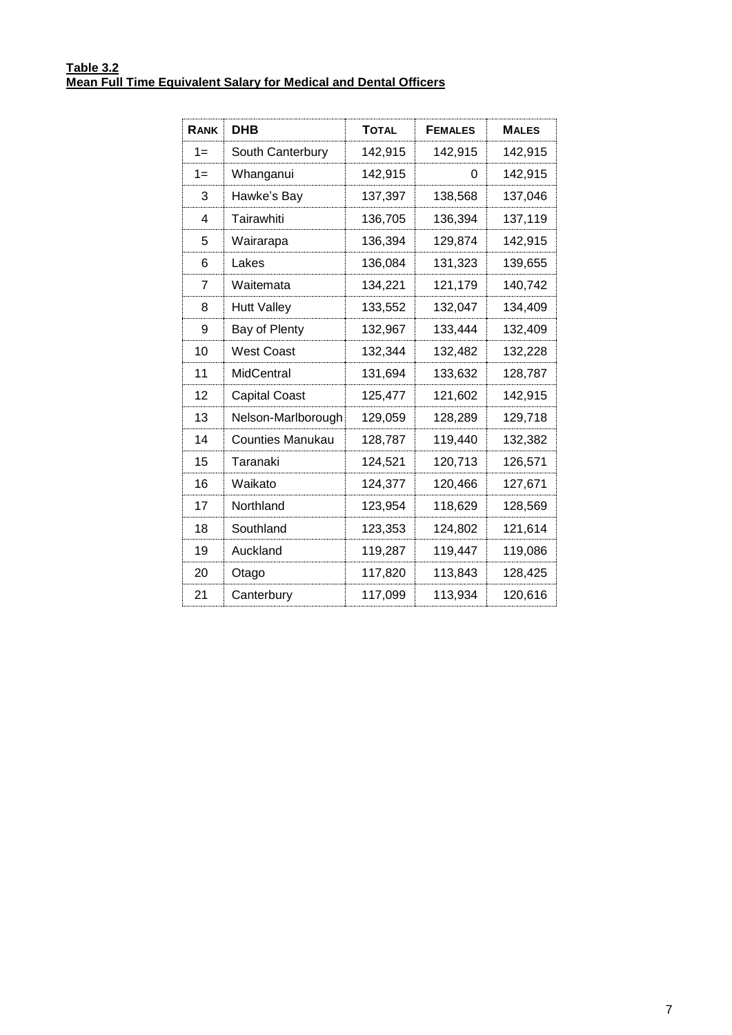**Table 3.2**
**Mean Full Time Equivalent Salary for Medical and Dental Officers**

| RANK | DHB | TOTAL | FEMALES | MALES |
|---|---|---|---|---|
| 1= | South Canterbury | 142,915 | 142,915 | 142,915 |
| 1= | Whanganui | 142,915 | 0 | 142,915 |
| 3 | Hawke's Bay | 137,397 | 138,568 | 137,046 |
| 4 | Tairawhiti | 136,705 | 136,394 | 137,119 |
| 5 | Wairarapa | 136,394 | 129,874 | 142,915 |
| 6 | Lakes | 136,084 | 131,323 | 139,655 |
| 7 | Waitemata | 134,221 | 121,179 | 140,742 |
| 8 | Hutt Valley | 133,552 | 132,047 | 134,409 |
| 9 | Bay of Plenty | 132,967 | 133,444 | 132,409 |
| 10 | West Coast | 132,344 | 132,482 | 132,228 |
| 11 | MidCentral | 131,694 | 133,632 | 128,787 |
| 12 | Capital Coast | 125,477 | 121,602 | 142,915 |
| 13 | Nelson-Marlborough | 129,059 | 128,289 | 129,718 |
| 14 | Counties Manukau | 128,787 | 119,440 | 132,382 |
| 15 | Taranaki | 124,521 | 120,713 | 126,571 |
| 16 | Waikato | 124,377 | 120,466 | 127,671 |
| 17 | Northland | 123,954 | 118,629 | 128,569 |
| 18 | Southland | 123,353 | 124,802 | 121,614 |
| 19 | Auckland | 119,287 | 119,447 | 119,086 |
| 20 | Otago | 117,820 | 113,843 | 128,425 |
| 21 | Canterbury | 117,099 | 113,934 | 120,616 |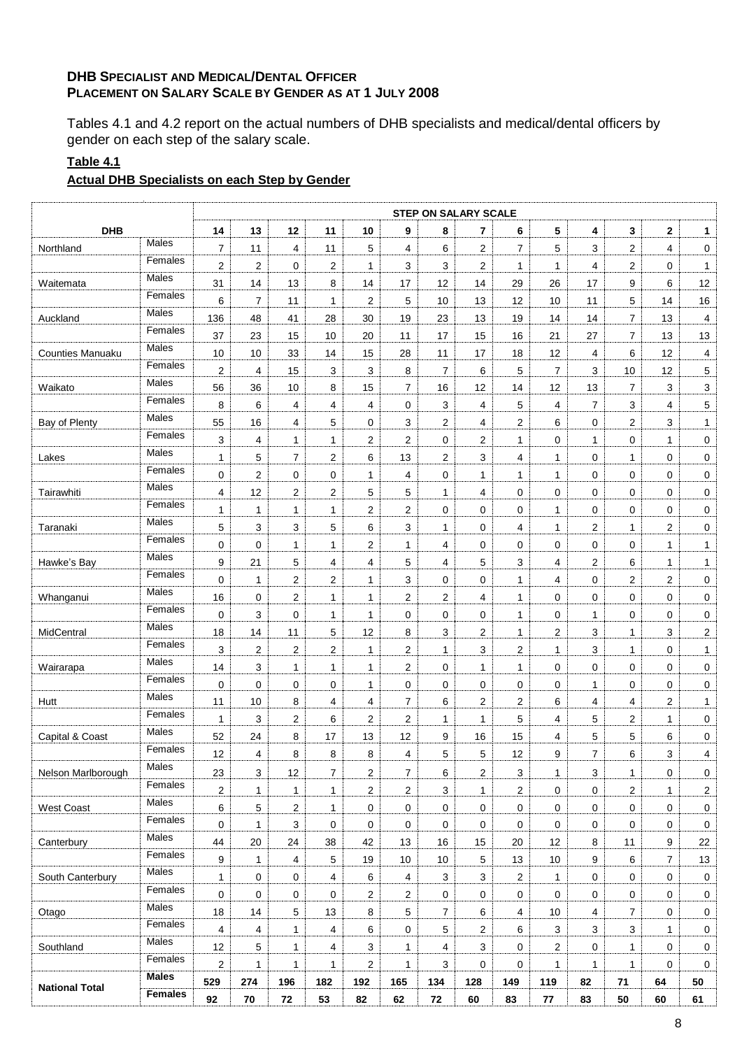**DHB SPECIALIST AND MEDICAL/DENTAL OFFICER**
**PLACEMENT ON SALARY SCALE BY GENDER AS AT 1 JULY 2008**

Tables 4.1 and 4.2 report on the actual numbers of DHB specialists and medical/dental officers by gender on each step of the salary scale.

**Table 4.1**

**Actual DHB Specialists on each Step by Gender**

| | | STEP ON SALARY SCALE | | | | | | | | | | | | | |
|---|---|---|---|---|---|---|---|---|---|---|---|---|---|---|---|
| **DHB** | | **14** | **13** | **12** | **11** | **10** | **9** | **8** | **7** | **6** | **5** | **4** | **3** | **2** | **1** |
| Northland | Males | 7 | 11 | 4 | 11 | 5 | 4 | 6 | 2 | 7 | 5 | 3 | 2 | 4 | 0 |
| | Females | 2 | 2 | 0 | 2 | 1 | 3 | 3 | 2 | 1 | 1 | 4 | 2 | 0 | 1 |
| Waitemata | Males | 31 | 14 | 13 | 8 | 14 | 17 | 12 | 14 | 29 | 26 | 17 | 9 | 6 | 12 |
| | Females | 6 | 7 | 11 | 1 | 2 | 5 | 10 | 13 | 12 | 10 | 11 | 5 | 14 | 16 |
| Auckland | Males | 136 | 48 | 41 | 28 | 30 | 19 | 23 | 13 | 19 | 14 | 14 | 7 | 13 | 4 |
| | Females | 37 | 23 | 15 | 10 | 20 | 11 | 17 | 15 | 16 | 21 | 27 | 7 | 13 | 13 |
| Counties Manuaku | Males | 10 | 10 | 33 | 14 | 15 | 28 | 11 | 17 | 18 | 12 | 4 | 6 | 12 | 4 |
| | Females | 2 | 4 | 15 | 3 | 3 | 8 | 7 | 6 | 5 | 7 | 3 | 10 | 12 | 5 |
| Waikato | Males | 56 | 36 | 10 | 8 | 15 | 7 | 16 | 12 | 14 | 12 | 13 | 7 | 3 | 3 |
| | Females | 8 | 6 | 4 | 4 | 4 | 0 | 3 | 4 | 5 | 4 | 7 | 3 | 4 | 5 |
| Bay of Plenty | Males | 55 | 16 | 4 | 5 | 0 | 3 | 2 | 4 | 2 | 6 | 0 | 2 | 3 | 1 |
| | Females | 3 | 4 | 1 | 1 | 2 | 2 | 0 | 2 | 1 | 0 | 1 | 0 | 1 | 0 |
| Lakes | Males | 1 | 5 | 7 | 2 | 6 | 13 | 2 | 3 | 4 | 1 | 0 | 1 | 0 | 0 |
| | Females | 0 | 2 | 0 | 0 | 1 | 4 | 0 | 1 | 1 | 1 | 0 | 0 | 0 | 0 |
| Tairawhiti | Males | 4 | 12 | 2 | 2 | 5 | 5 | 1 | 4 | 0 | 0 | 0 | 0 | 0 | 0 |
| | Females | 1 | 1 | 1 | 1 | 2 | 2 | 0 | 0 | 0 | 1 | 0 | 0 | 0 | 0 |
| Taranaki | Males | 5 | 3 | 3 | 5 | 6 | 3 | 1 | 0 | 4 | 1 | 2 | 1 | 2 | 0 |
| | Females | 0 | 0 | 1 | 1 | 2 | 1 | 4 | 0 | 0 | 0 | 0 | 0 | 1 | 1 |
| Hawke's Bay | Males | 9 | 21 | 5 | 4 | 4 | 5 | 4 | 5 | 3 | 4 | 2 | 6 | 1 | 1 |
| | Females | 0 | 1 | 2 | 2 | 1 | 3 | 0 | 0 | 1 | 4 | 0 | 2 | 2 | 0 |
| Whanganui | Males | 16 | 0 | 2 | 1 | 1 | 2 | 2 | 4 | 1 | 0 | 0 | 0 | 0 | 0 |
| | Females | 0 | 3 | 0 | 1 | 1 | 0 | 0 | 0 | 1 | 0 | 1 | 0 | 0 | 0 |
| MidCentral | Males | 18 | 14 | 11 | 5 | 12 | 8 | 3 | 2 | 1 | 2 | 3 | 1 | 3 | 2 |
| | Females | 3 | 2 | 2 | 2 | 1 | 2 | 1 | 3 | 2 | 1 | 3 | 1 | 0 | 1 |
| Wairarapa | Males | 14 | 3 | 1 | 1 | 1 | 2 | 0 | 1 | 1 | 0 | 0 | 0 | 0 | 0 |
| | Females | 0 | 0 | 0 | 0 | 1 | 0 | 0 | 0 | 0 | 0 | 1 | 0 | 0 | 0 |
| Hutt | Males | 11 | 10 | 8 | 4 | 4 | 7 | 6 | 2 | 2 | 6 | 4 | 4 | 2 | 1 |
| | Females | 1 | 3 | 2 | 6 | 2 | 2 | 1 | 1 | 5 | 4 | 5 | 2 | 1 | 0 |
| Capital & Coast | Males | 52 | 24 | 8 | 17 | 13 | 12 | 9 | 16 | 15 | 4 | 5 | 5 | 6 | 0 |
| | Females | 12 | 4 | 8 | 8 | 8 | 4 | 5 | 5 | 12 | 9 | 7 | 6 | 3 | 4 |
| Nelson Marlborough | Males | 23 | 3 | 12 | 7 | 2 | 7 | 6 | 2 | 3 | 1 | 3 | 1 | 0 | 0 |
| | Females | 2 | 1 | 1 | 1 | 2 | 2 | 3 | 1 | 2 | 0 | 0 | 2 | 1 | 2 |
| West Coast | Males | 6 | 5 | 2 | 1 | 0 | 0 | 0 | 0 | 0 | 0 | 0 | 0 | 0 | 0 |
| | Females | 0 | 1 | 3 | 0 | 0 | 0 | 0 | 0 | 0 | 0 | 0 | 0 | 0 | 0 |
| Canterbury | Males | 44 | 20 | 24 | 38 | 42 | 13 | 16 | 15 | 20 | 12 | 8 | 11 | 9 | 22 |
| | Females | 9 | 1 | 4 | 5 | 19 | 10 | 10 | 5 | 13 | 10 | 9 | 6 | 7 | 13 |
| South Canterbury | Males | 1 | 0 | 0 | 4 | 6 | 4 | 3 | 3 | 2 | 1 | 0 | 0 | 0 | 0 |
| | Females | 0 | 0 | 0 | 0 | 2 | 2 | 0 | 0 | 0 | 0 | 0 | 0 | 0 | 0 |
| Otago | Males | 18 | 14 | 5 | 13 | 8 | 5 | 7 | 6 | 4 | 10 | 4 | 7 | 0 | 0 |
| | Females | 4 | 4 | 1 | 4 | 6 | 0 | 5 | 2 | 6 | 3 | 3 | 3 | 1 | 0 |
| Southland | Males | 12 | 5 | 1 | 4 | 3 | 1 | 4 | 3 | 0 | 2 | 0 | 1 | 0 | 0 |
| | Females | 2 | 1 | 1 | 1 | 2 | 1 | 3 | 0 | 0 | 1 | 1 | 1 | 0 | 0 |
| **National Total** | **Males** | **529** | **274** | **196** | **182** | **192** | **165** | **134** | **128** | **149** | **119** | **82** | **71** | **64** | **50** |
| | **Females** | **92** | **70** | **72** | **53** | **82** | **62** | **72** | **60** | **83** | **77** | **83** | **50** | **60** | **61** |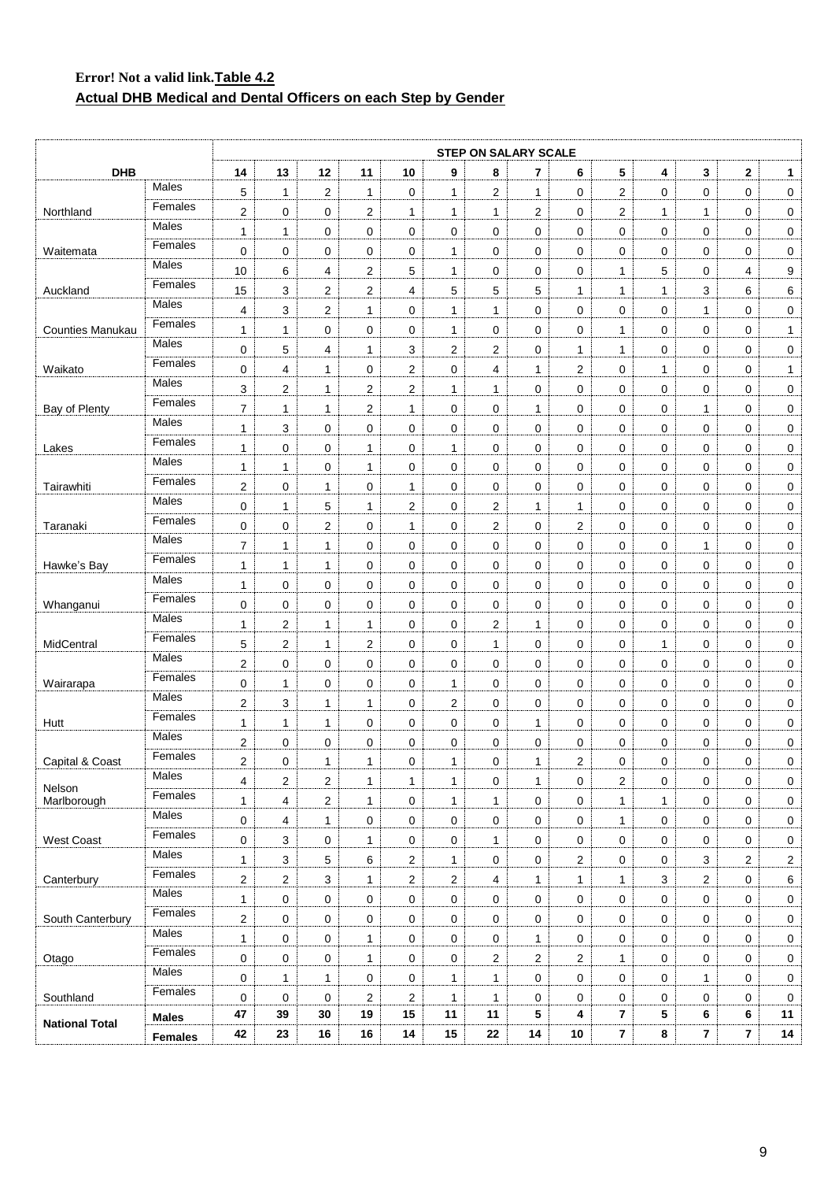**Error! Not a valid link.Table 4.2**

**Actual DHB Medical and Dental Officers on each Step by Gender**

| DHB | | STEP ON SALARY SCALE | | | | | | | | | | | | | |
|---|---|---|---|---|---|---|---|---|---|---|---|---|---|---|---|
| | | 14 | 13 | 12 | 11 | 10 | 9 | 8 | 7 | 6 | 5 | 4 | 3 | 2 | 1 |
| Northland | Males | 5 | 1 | 2 | 1 | 0 | 1 | 2 | 1 | 0 | 2 | 0 | 0 | 0 | 0 |
| | Females | 2 | 0 | 0 | 2 | 1 | 1 | 1 | 2 | 0 | 2 | 1 | 1 | 0 | 0 |
| Waitemata | Males | 1 | 1 | 0 | 0 | 0 | 0 | 0 | 0 | 0 | 0 | 0 | 0 | 0 | 0 |
| | Females | 0 | 0 | 0 | 0 | 0 | 1 | 0 | 0 | 0 | 0 | 0 | 0 | 0 | 0 |
| Auckland | Males | 10 | 6 | 4 | 2 | 5 | 1 | 0 | 0 | 0 | 1 | 5 | 0 | 4 | 9 |
| | Females | 15 | 3 | 2 | 2 | 4 | 5 | 5 | 5 | 1 | 1 | 1 | 3 | 6 | 6 |
| Counties Manukau | Males | 4 | 3 | 2 | 1 | 0 | 1 | 1 | 0 | 0 | 0 | 0 | 1 | 0 | 0 |
| | Females | 1 | 1 | 0 | 0 | 0 | 1 | 0 | 0 | 0 | 1 | 0 | 0 | 0 | 1 |
| Waikato | Males | 0 | 5 | 4 | 1 | 3 | 2 | 2 | 0 | 1 | 1 | 0 | 0 | 0 | 0 |
| | Females | 0 | 4 | 1 | 0 | 2 | 0 | 4 | 1 | 2 | 0 | 1 | 0 | 0 | 1 |
| Bay of Plenty | Males | 3 | 2 | 1 | 2 | 2 | 1 | 1 | 0 | 0 | 0 | 0 | 0 | 0 | 0 |
| | Females | 7 | 1 | 1 | 2 | 1 | 0 | 0 | 1 | 0 | 0 | 0 | 1 | 0 | 0 |
| Lakes | Males | 1 | 3 | 0 | 0 | 0 | 0 | 0 | 0 | 0 | 0 | 0 | 0 | 0 | 0 |
| | Females | 1 | 0 | 0 | 1 | 0 | 1 | 0 | 0 | 0 | 0 | 0 | 0 | 0 | 0 |
| Tairawhiti | Males | 1 | 1 | 0 | 1 | 0 | 0 | 0 | 0 | 0 | 0 | 0 | 0 | 0 | 0 |
| | Females | 2 | 0 | 1 | 0 | 1 | 0 | 0 | 0 | 0 | 0 | 0 | 0 | 0 | 0 |
| Taranaki | Males | 0 | 1 | 5 | 1 | 2 | 0 | 2 | 1 | 1 | 0 | 0 | 0 | 0 | 0 |
| | Females | 0 | 0 | 2 | 0 | 1 | 0 | 2 | 0 | 2 | 0 | 0 | 0 | 0 | 0 |
| Hawke's Bay | Males | 7 | 1 | 1 | 0 | 0 | 0 | 0 | 0 | 0 | 0 | 0 | 1 | 0 | 0 |
| | Females | 1 | 1 | 1 | 0 | 0 | 0 | 0 | 0 | 0 | 0 | 0 | 0 | 0 | 0 |
| Whanganui | Males | 1 | 0 | 0 | 0 | 0 | 0 | 0 | 0 | 0 | 0 | 0 | 0 | 0 | 0 |
| | Females | 0 | 0 | 0 | 0 | 0 | 0 | 0 | 0 | 0 | 0 | 0 | 0 | 0 | 0 |
| MidCentral | Males | 1 | 2 | 1 | 1 | 0 | 0 | 2 | 1 | 0 | 0 | 0 | 0 | 0 | 0 |
| | Females | 5 | 2 | 1 | 2 | 0 | 0 | 1 | 0 | 0 | 0 | 1 | 0 | 0 | 0 |
| Wairarapa | Males | 2 | 0 | 0 | 0 | 0 | 0 | 0 | 0 | 0 | 0 | 0 | 0 | 0 | 0 |
| | Females | 0 | 1 | 0 | 0 | 0 | 1 | 0 | 0 | 0 | 0 | 0 | 0 | 0 | 0 |
| Hutt | Males | 2 | 3 | 1 | 1 | 0 | 2 | 0 | 0 | 0 | 0 | 0 | 0 | 0 | 0 |
| | Females | 1 | 1 | 1 | 0 | 0 | 0 | 0 | 1 | 0 | 0 | 0 | 0 | 0 | 0 |
| Capital & Coast | Males | 2 | 0 | 0 | 0 | 0 | 0 | 0 | 0 | 0 | 0 | 0 | 0 | 0 | 0 |
| | Females | 2 | 0 | 1 | 1 | 0 | 1 | 0 | 1 | 2 | 0 | 0 | 0 | 0 | 0 |
| Nelson Marlborough | Males | 4 | 2 | 2 | 1 | 1 | 1 | 0 | 1 | 0 | 2 | 0 | 0 | 0 | 0 |
| | Females | 1 | 4 | 2 | 1 | 0 | 1 | 1 | 0 | 0 | 1 | 1 | 0 | 0 | 0 |
| West Coast | Males | 0 | 4 | 1 | 0 | 0 | 0 | 0 | 0 | 0 | 1 | 0 | 0 | 0 | 0 |
| | Females | 0 | 3 | 0 | 1 | 0 | 0 | 1 | 0 | 0 | 0 | 0 | 0 | 0 | 0 |
| Canterbury | Males | 1 | 3 | 5 | 6 | 2 | 1 | 0 | 0 | 2 | 0 | 0 | 3 | 2 | 2 |
| | Females | 2 | 2 | 3 | 1 | 2 | 2 | 4 | 1 | 1 | 1 | 3 | 2 | 0 | 6 |
| South Canterbury | Males | 1 | 0 | 0 | 0 | 0 | 0 | 0 | 0 | 0 | 0 | 0 | 0 | 0 | 0 |
| | Females | 2 | 0 | 0 | 0 | 0 | 0 | 0 | 0 | 0 | 0 | 0 | 0 | 0 | 0 |
| Otago | Males | 1 | 0 | 0 | 1 | 0 | 0 | 0 | 1 | 0 | 0 | 0 | 0 | 0 | 0 |
| | Females | 0 | 0 | 0 | 1 | 0 | 0 | 2 | 2 | 2 | 1 | 0 | 0 | 0 | 0 |
| Southland | Males | 0 | 1 | 1 | 0 | 0 | 1 | 1 | 0 | 0 | 0 | 0 | 1 | 0 | 0 |
| | Females | 0 | 0 | 0 | 2 | 2 | 1 | 1 | 0 | 0 | 0 | 0 | 0 | 0 | 0 |
| **National Total** | **Males** | **47** | **39** | **30** | **19** | **15** | **11** | **11** | **5** | **4** | **7** | **5** | **6** | **6** | **11** |
| | **Females** | **42** | **23** | **16** | **16** | **14** | **15** | **22** | **14** | **10** | **7** | **8** | **7** | **7** | **14** |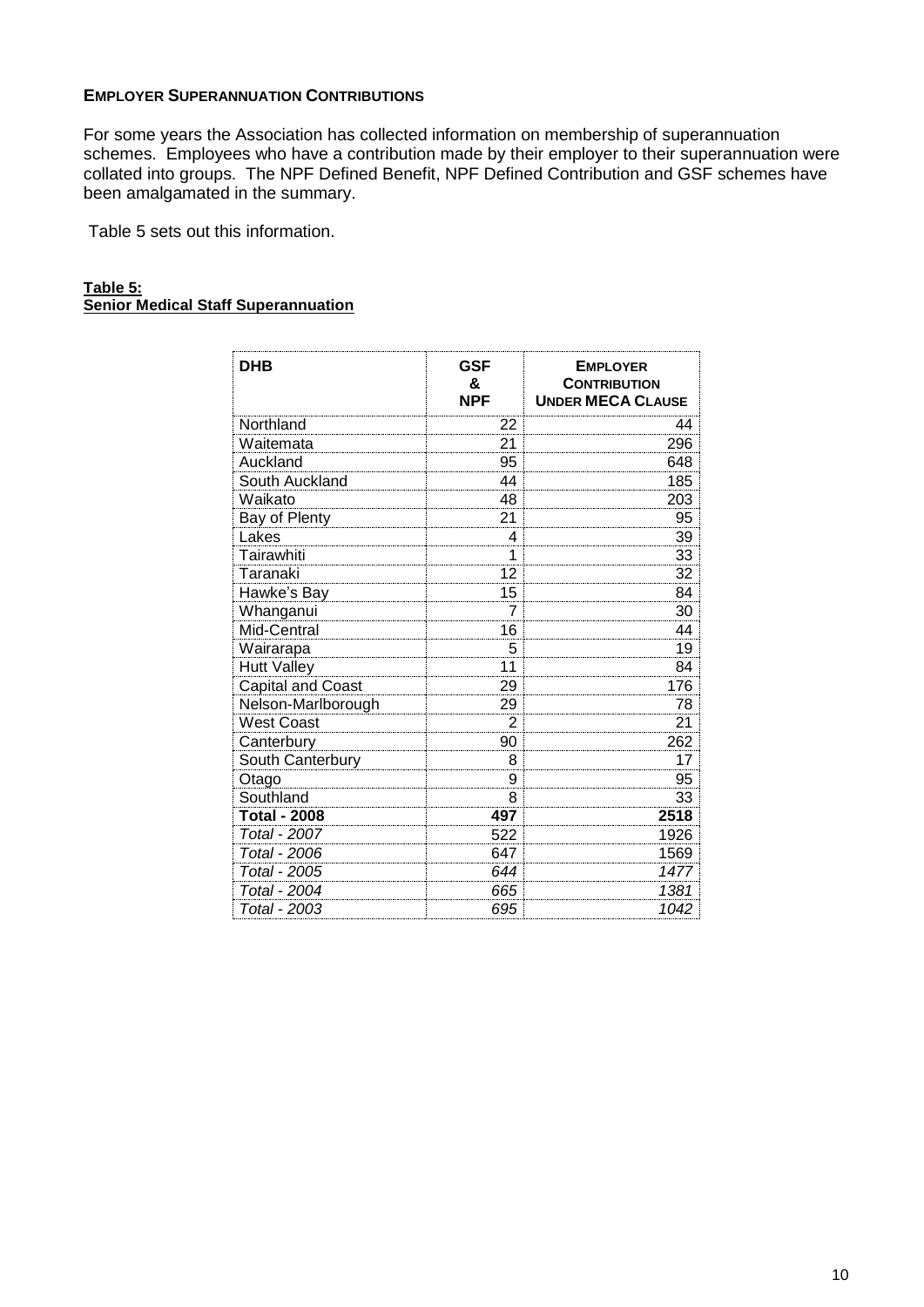## EMPLOYER SUPERANNUATION CONTRIBUTIONS

For some years the Association has collected information on membership of superannuation schemes. Employees who have a contribution made by their employer to their superannuation were collated into groups. The NPF Defined Benefit, NPF Defined Contribution and GSF schemes have been amalgamated in the summary.

Table 5 sets out this information.

**Table 5:**
**Senior Medical Staff Superannuation**

| DHB | GSF & NPF | EMPLOYER CONTRIBUTION UNDER MECA CLAUSE |
|---|---|---|
| Northland | 22 | 44 |
| Waitemata | 21 | 296 |
| Auckland | 95 | 648 |
| South Auckland | 44 | 185 |
| Waikato | 48 | 203 |
| Bay of Plenty | 21 | 95 |
| Lakes | 4 | 39 |
| Tairawhiti | 1 | 33 |
| Taranaki | 12 | 32 |
| Hawke's Bay | 15 | 84 |
| Whanganui | 7 | 30 |
| Mid-Central | 16 | 44 |
| Wairarapa | 5 | 19 |
| Hutt Valley | 11 | 84 |
| Capital and Coast | 29 | 176 |
| Nelson-Marlborough | 29 | 78 |
| West Coast | 2 | 21 |
| Canterbury | 90 | 262 |
| South Canterbury | 8 | 17 |
| Otago | 9 | 95 |
| Southland | 8 | 33 |
| **Total - 2008** | **497** | **2518** |
| *Total - 2007* | 522 | 1926 |
| *Total - 2006* | 647 | 1569 |
| *Total - 2005* | *644* | *1477* |
| *Total - 2004* | *665* | *1381* |
| *Total - 2003* | *695* | *1042* |